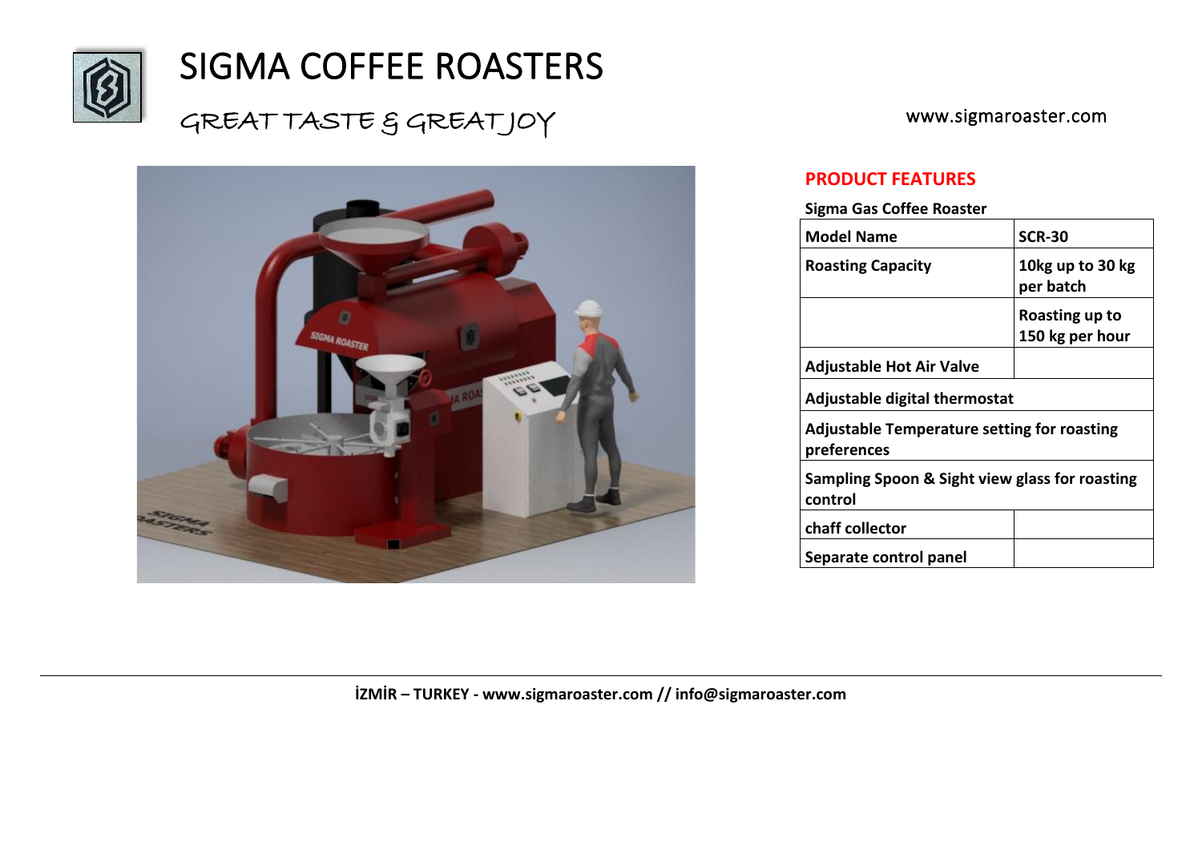# SIGMA COFFEE ROASTERS

GREAT TASTE & GREAT JOY

www.sigmaroaster.com

## PRODUCT FEATURES

**Sigma Gas Coffee Roaster**

| Model Name | SCR-30 |
|---|---|
| Roasting Capacity | 10kg up to 30 kg per batch |
| | Roasting up to 150 kg per hour |
| Adjustable Hot Air Valve | |
| Adjustable digital thermostat | |
| Adjustable Temperature setting for roasting preferences | |
| Sampling Spoon & Sight view glass for roasting control | |
| chaff collector | |
| Separate control panel | |

**İZMİR – TURKEY - www.sigmaroaster.com // info@sigmaroaster.com**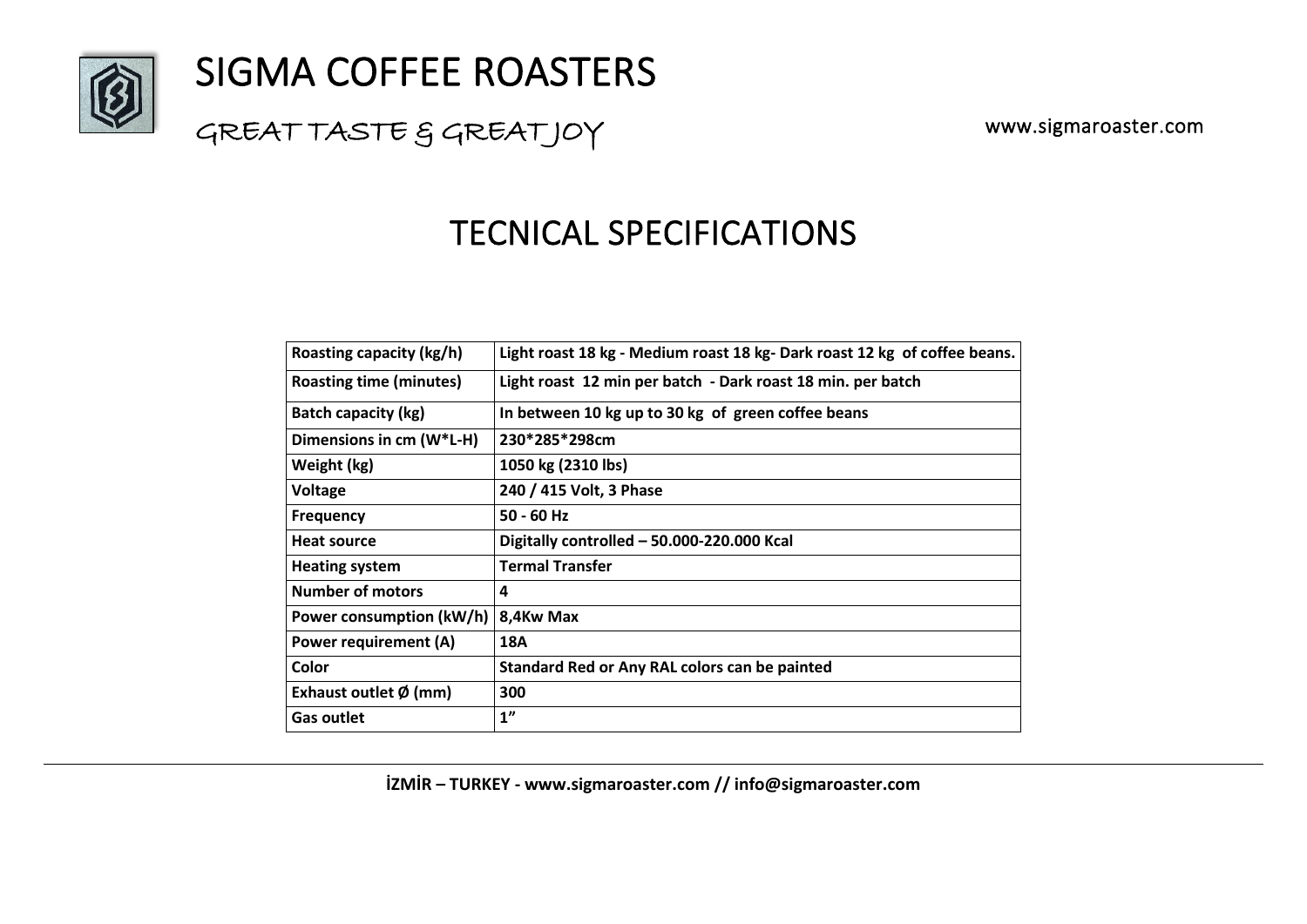# SIGMA COFFEE ROASTERS

GREAT TASTE & GREAT JOY

www.sigmaroaster.com

## TECNICAL SPECIFICATIONS

| Roasting capacity (kg/h) | Light roast 18 kg - Medium roast 18 kg- Dark roast 12 kg of coffee beans. |
|---|---|
| Roasting time (minutes) | Light roast 12 min per batch - Dark roast 18 min. per batch |
| Batch capacity (kg) | In between 10 kg up to 30 kg of green coffee beans |
| Dimensions in cm (W*L-H) | 230*285*298cm |
| Weight (kg) | 1050 kg (2310 lbs) |
| Voltage | 240 / 415 Volt, 3 Phase |
| Frequency | 50 - 60 Hz |
| Heat source | Digitally controlled – 50.000-220.000 Kcal |
| Heating system | Termal Transfer |
| Number of motors | 4 |
| Power consumption (kW/h) | 8,4Kw Max |
| Power requirement (A) | 18A |
| Color | Standard Red or Any RAL colors can be painted |
| Exhaust outlet Ø (mm) | 300 |
| Gas outlet | 1” |

**İZMİR – TURKEY - www.sigmaroaster.com // info@sigmaroaster.com**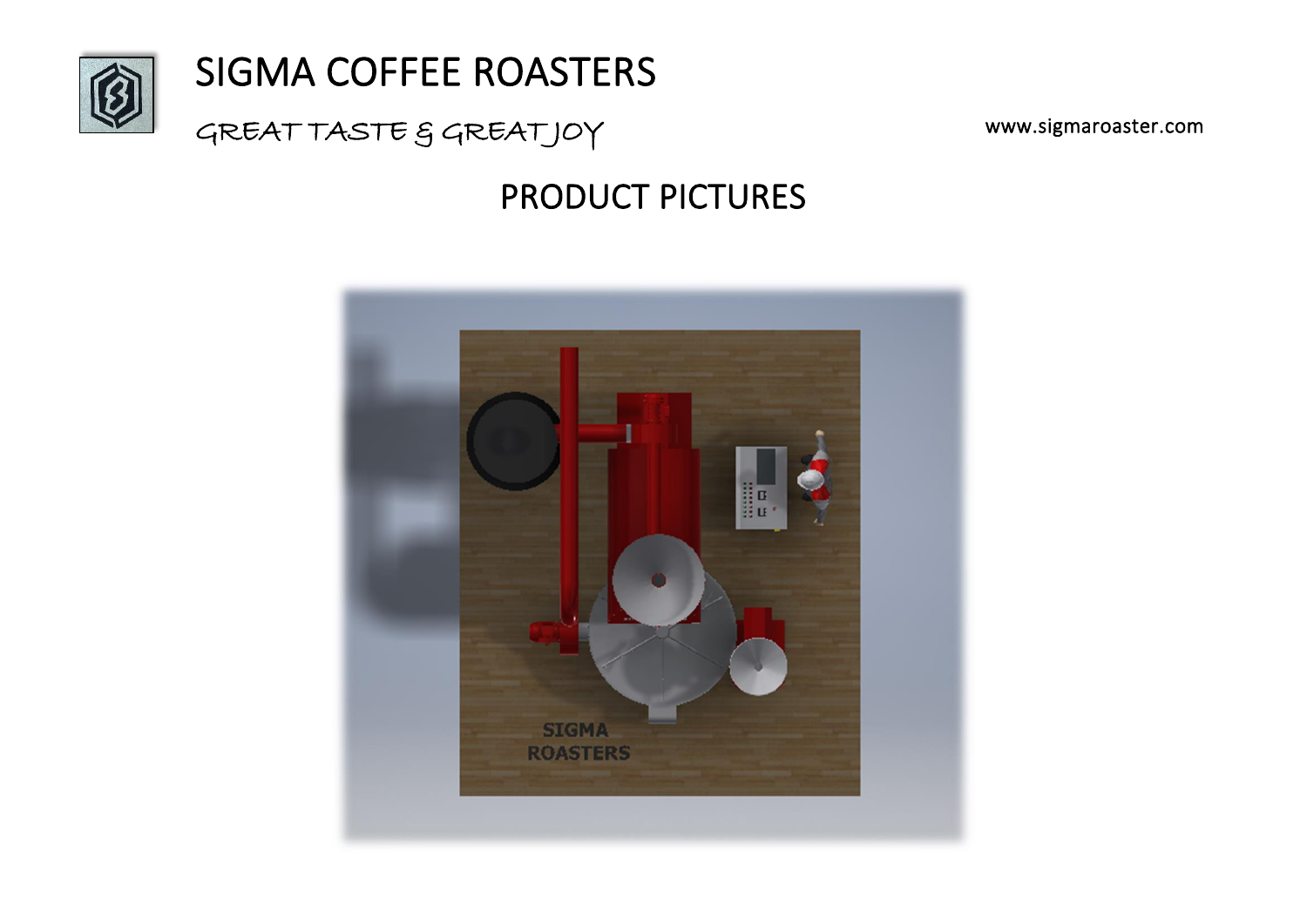# SIGMA COFFEE ROASTERS

*GREAT TASTE & GREAT JOY*

www.sigmaroaster.com

## PRODUCT PICTURES